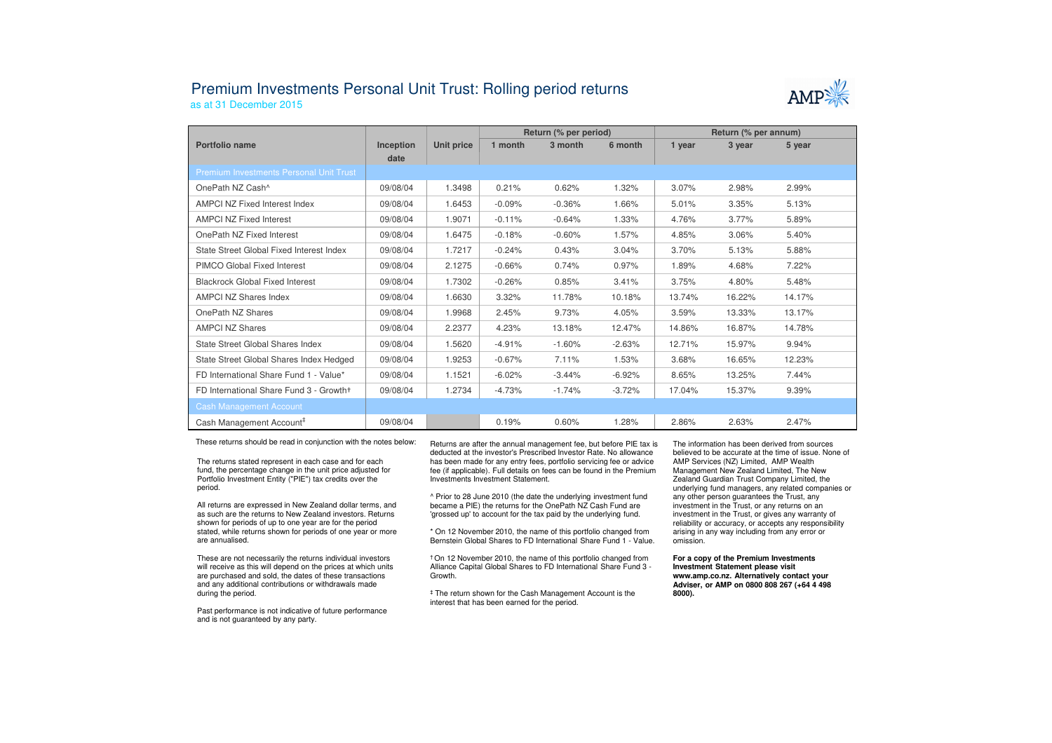# Premium Investments Personal Unit Trust: Rolling period returns

as at 31 December 2015

| Portfolio name | Inception date | Unit price | Return (% per period) 1 month | 3 month | 6 month | Return (% per annum) 1 year | 3 year | 5 year |
|---|---|---|---|---|---|---|---|---|
| **Premium Investments Personal Unit Trust** | | | | | | | | |
| OnePath NZ Cash^ | 09/08/04 | 1.3498 | 0.21% | 0.62% | 1.32% | 3.07% | 2.98% | 2.99% |
| AMPCI NZ Fixed Interest Index | 09/08/04 | 1.6453 | -0.09% | -0.36% | 1.66% | 5.01% | 3.35% | 5.13% |
| AMPCI NZ Fixed Interest | 09/08/04 | 1.9071 | -0.11% | -0.64% | 1.33% | 4.76% | 3.77% | 5.89% |
| OnePath NZ Fixed Interest | 09/08/04 | 1.6475 | -0.18% | -0.60% | 1.57% | 4.85% | 3.06% | 5.40% |
| State Street Global Fixed Interest Index | 09/08/04 | 1.7217 | -0.24% | 0.43% | 3.04% | 3.70% | 5.13% | 5.88% |
| PIMCO Global Fixed Interest | 09/08/04 | 2.1275 | -0.66% | 0.74% | 0.97% | 1.89% | 4.68% | 7.22% |
| Blackrock Global Fixed Interest | 09/08/04 | 1.7302 | -0.26% | 0.85% | 3.41% | 3.75% | 4.80% | 5.48% |
| AMPCI NZ Shares Index | 09/08/04 | 1.6630 | 3.32% | 11.78% | 10.18% | 13.74% | 16.22% | 14.17% |
| OnePath NZ Shares | 09/08/04 | 1.9968 | 2.45% | 9.73% | 4.05% | 3.59% | 13.33% | 13.17% |
| AMPCI NZ Shares | 09/08/04 | 2.2377 | 4.23% | 13.18% | 12.47% | 14.86% | 16.87% | 14.78% |
| State Street Global Shares Index | 09/08/04 | 1.5620 | -4.91% | -1.60% | -2.63% | 12.71% | 15.97% | 9.94% |
| State Street Global Shares Index Hedged | 09/08/04 | 1.9253 | -0.67% | 7.11% | 1.53% | 3.68% | 16.65% | 12.23% |
| FD International Share Fund 1 - Value* | 09/08/04 | 1.1521 | -6.02% | -3.44% | -6.92% | 8.65% | 13.25% | 7.44% |
| FD International Share Fund 3 - Growth† | 09/08/04 | 1.2734 | -4.73% | -1.74% | -3.72% | 17.04% | 15.37% | 9.39% |
| **Cash Management Account** | | | | | | | | |
| Cash Management Account‡ | 09/08/04 | | 0.19% | 0.60% | 1.28% | 2.86% | 2.63% | 2.47% |

These returns should be read in conjunction with the notes below:

The returns stated represent in each case and for each fund, the percentage change in the unit price adjusted for Portfolio Investment Entity ("PIE") tax credits over the period.

All returns are expressed in New Zealand dollar terms, and as such are the returns to New Zealand investors. Returns shown for periods of up to one year are for the period stated, while returns shown for periods of one year or more are annualised.

These are not necessarily the returns individual investors will receive as this will depend on the prices at which units are purchased and sold, the dates of these transactions and any additional contributions or withdrawals made during the period.

Past performance is not indicative of future performance and is not guaranteed by any party.

Returns are after the annual management fee, but before PIE tax is deducted at the investor's Prescribed Investor Rate. No allowance has been made for any entry fees, portfolio servicing fee or advice fee (if applicable). Full details on fees can be found in the Premium Investments Investment Statement.

^ Prior to 28 June 2010 (the date the underlying investment fund became a PIE) the returns for the OnePath NZ Cash Fund are 'grossed up' to account for the tax paid by the underlying fund.

* On 12 November 2010, the name of this portfolio changed from Bernstein Global Shares to FD International Share Fund 1 - Value.

† On 12 November 2010, the name of this portfolio changed from Alliance Capital Global Shares to FD International Share Fund 3 - Growth.

‡ The return shown for the Cash Management Account is the interest that has been earned for the period.

The information has been derived from sources believed to be accurate at the time of issue. None of AMP Services (NZ) Limited, AMP Wealth Management New Zealand Limited, The New Zealand Guardian Trust Company Limited, the underlying fund managers, any related companies or any other person guarantees the Trust, any investment in the Trust, or any returns on an investment in the Trust, or gives any warranty of reliability or accuracy, or accepts any responsibility arising in any way including from any error or omission.

**For a copy of the Premium Investments Investment Statement please visit www.amp.co.nz. Alternatively contact your Adviser, or AMP on 0800 808 267 (+64 4 498 8000).**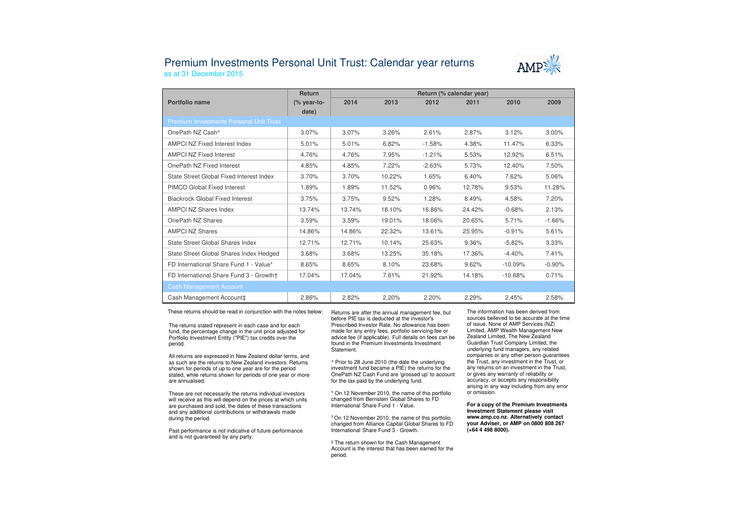# Premium Investments Personal Unit Trust: Calendar year returns

as at 31 December 2015

| Portfolio name | Return (% year-to-date) | Return (% calendar year) | | | | | |
|---|---|---|---|---|---|---|---|
| | | 2014 | 2013 | 2012 | 2011 | 2010 | 2009 |
| **Premium Investments Personal Unit Trust** | | | | | | | |
| OnePath NZ Cash^ | 3.07% | 3.07% | 3.26% | 2.61% | 2.87% | 3.12% | 3.00% |
| AMPCI NZ Fixed Interest Index | 5.01% | 5.01% | 6.82% | -1.58% | 4.38% | 11.47% | 6.33% |
| AMPCI NZ Fixed Interest | 4.76% | 4.76% | 7.95% | -1.21% | 5.53% | 12.92% | 6.51% |
| OnePath NZ Fixed Interest | 4.85% | 4.85% | 7.22% | -2.63% | 5.73% | 12.40% | 7.50% |
| State Street Global Fixed Interest Index | 3.70% | 3.70% | 10.22% | 1.65% | 6.40% | 7.62% | 5.06% |
| PIMCO Global Fixed Interest | 1.89% | 1.89% | 11.52% | 0.96% | 12.78% | 9.53% | 11.28% |
| Blackrock Global Fixed Interest | 3.75% | 3.75% | 9.52% | 1.28% | 8.49% | 4.58% | 7.20% |
| AMPCI NZ Shares Index | 13.74% | 13.74% | 18.10% | 16.86% | 24.42% | -0.68% | 2.13% |
| OnePath NZ Shares | 3.59% | 3.59% | 19.01% | 18.06% | 20.65% | 5.71% | -1.66% |
| AMPCI NZ Shares | 14.86% | 14.86% | 22.32% | 13.61% | 25.95% | -0.91% | 5.61% |
| State Street Global Shares Index | 12.71% | 12.71% | 10.14% | 25.63% | 9.36% | -5.82% | 3.33% |
| State Street Global Shares Index Hedged | 3.68% | 3.68% | 13.25% | 35.18% | 17.36% | -4.40% | 7.41% |
| FD International Share Fund 1 - Value* | 8.65% | 8.65% | 8.10% | 23.68% | 9.62% | -10.09% | -0.90% |
| FD International Share Fund 3 - Growth† | 17.04% | 17.04% | 7.61% | 21.92% | 14.18% | -10.68% | 0.71% |
| **Cash Management Account** | | | | | | | |
| Cash Management Account‡ | 2.86% | 2.82% | 2.20% | 2.20% | 2.29% | 2.45% | 2.58% |

These returns should be read in conjunction with the notes below:

The returns stated represent in each case and for each fund, the percentage change in the unit price adjusted for Portfolio Investment Entity ("PIE") tax credits over the period.

All returns are expressed in New Zealand dollar terms, and as such are the returns to New Zealand investors. Returns shown for periods of up to one year are for the period stated, while returns shown for periods of one year or more are annualised.

These are not necessarily the returns individual investors will receive as this will depend on the prices at which units are purchased and sold, the dates of these transactions and any additional contributions or withdrawals made during the period.

Past performance is not indicative of future performance and is not guaranteed by any party.

Returns are after the annual management fee, but before PIE tax is deducted at the investor's Prescribed Investor Rate. No allowance has been made for any entry fees, portfolio servicing fee or advice fee (if applicable). Full details on fees can be found in the Premium Investments Investment Statement.

^ Prior to 28 June 2010 (the date the underlying investment fund became a PIE) the returns for the OnePath NZ Cash Fund are 'grossed up' to account for the tax paid by the underlying fund.

* On 12 November 2010, the name of this portfolio changed from Bernstein Global Shares to FD International Share Fund 1 - Value.

† On 12 November 2010, the name of this portfolio changed from Alliance Capital Global Shares to FD International Share Fund 3 - Growth.

‡ The return shown for the Cash Management Account is the interest that has been earned for the period.

The information has been derived from sources believed to be accurate at the time of issue. None of AMP Services (NZ) Limited, AMP Wealth Management New Zealand Limited, The New Zealand Guardian Trust Company Limited, the underlying fund managers, any related companies or any other person guarantees the Trust, any investment in the Trust, or any returns on an investment in the Trust, or gives any warranty of reliability or accuracy, or accepts any responsibility arising in any way including from any error or omission.

**For a copy of the Premium Investments Investment Statement please visit www.amp.co.nz. Alternatively contact your Adviser, or AMP on 0800 808 267 (+64 4 498 8000).**